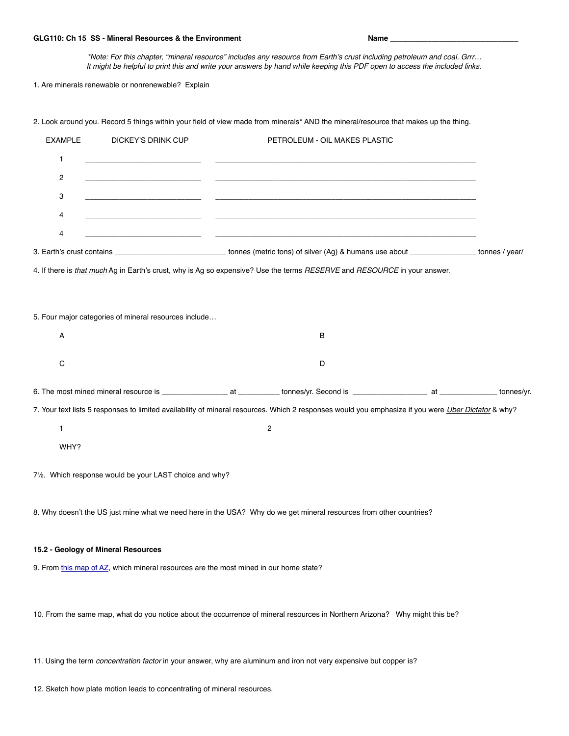**GLG110: Ch 15 SS - Mineral Resources & the Environment** **Name** _______________________________

*\*Note: For this chapter, "mineral resource" includes any resource from Earth's crust including petroleum and coal. Grrr… It might be helpful to print this and write your answers by hand while keeping this PDF open to access the included links.*

1. Are minerals renewable or nonrenewable? Explain

2. Look around you. Record 5 things within your field of view made from minerals* AND the mineral/resource that makes up the thing.

| | | |
|---|---|---|
| EXAMPLE | DICKEY'S DRINK CUP | PETROLEUM - OIL MAKES PLASTIC |
| 1 | ____________________________ | ______________________________________________________________ |
| 2 | ____________________________ | ______________________________________________________________ |
| 3 | ____________________________ | ______________________________________________________________ |
| 4 | ____________________________ | ______________________________________________________________ |
| 4 | ____________________________ | ______________________________________________________________ |

3. Earth's crust contains __________________________ tonnes (metric tons) of silver (Ag) & humans use about ________________ tonnes / year/

4. If there is *that much* Ag in Earth's crust, why is Ag so expensive? Use the terms *RESERVE* and *RESOURCE* in your answer.

5. Four major categories of mineral resources include…

A

B

C

D

6. The most mined mineral resource is _______________ at _________ tonnes/yr. Second is _________________ at _____________ tonnes/yr.

7. Your text lists 5 responses to limited availability of mineral resources. Which 2 responses would you emphasize if you were *Uber Dictator* & why?

1

2

WHY?

7½. Which response would be your LAST choice and why?

8. Why doesn't the US just mine what we need here in the USA? Why do we get mineral resources from other countries?

**15.2 - Geology of Mineral Resources**

9. From this map of AZ, which mineral resources are the most mined in our home state?

10. From the same map, what do you notice about the occurrence of mineral resources in Northern Arizona? Why might this be?

11. Using the term *concentration factor* in your answer, why are aluminum and iron not very expensive but copper is?

12. Sketch how plate motion leads to concentrating of mineral resources.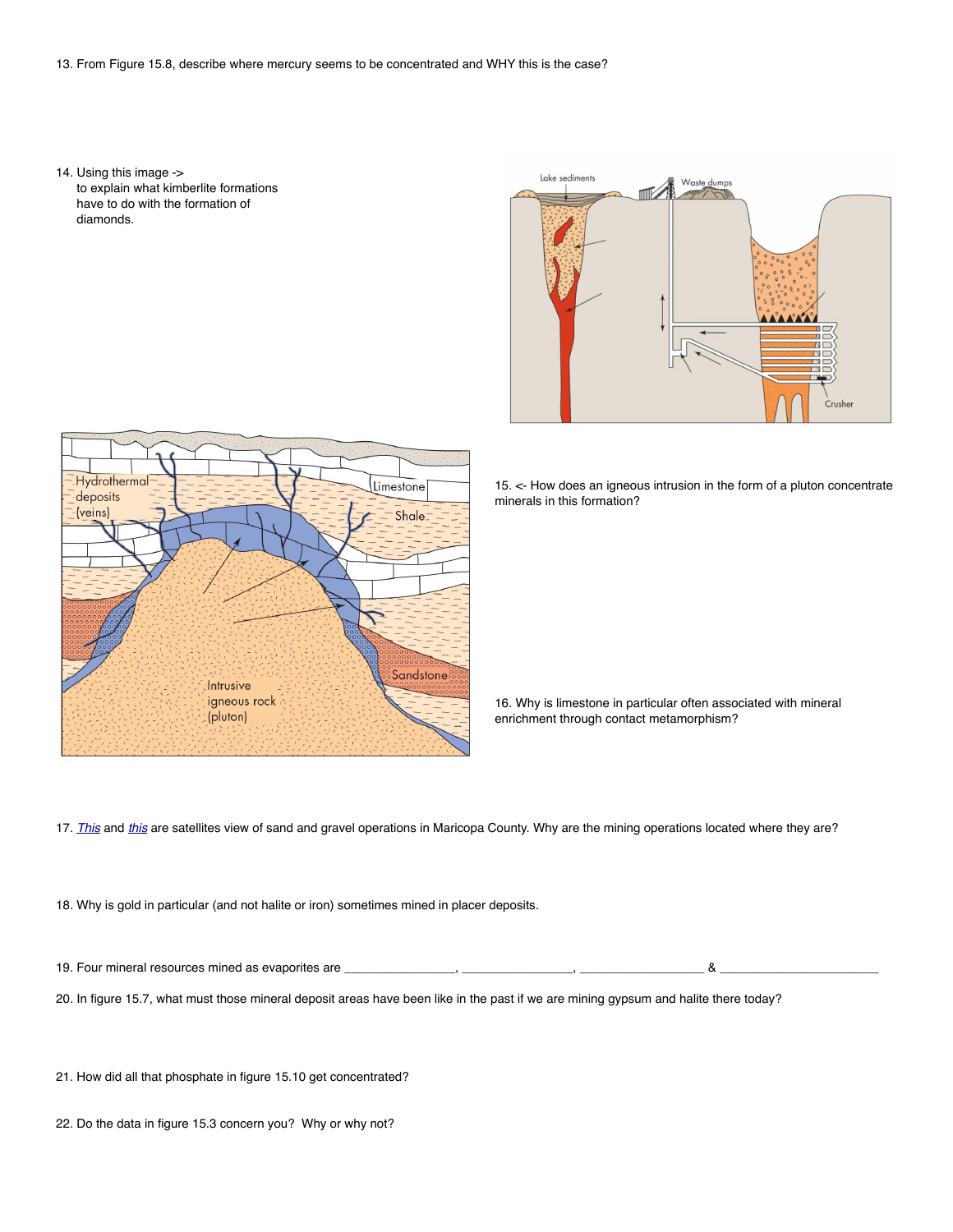13. From Figure 15.8, describe where mercury seems to be concentrated and WHY this is the case?

14. Using this image ->
to explain what kimberlite formations have to do with the formation of diamonds.

Lake sediments

Waste dumps

Crusher

Hydrothermal deposits (veins)

Limestone

Shale

Sandstone

Intrusive igneous rock (pluton)

15. <- How does an igneous intrusion in the form of a pluton concentrate minerals in this formation?

16. Why is limestone in particular often associated with mineral enrichment through contact metamorphism?

17. *This* and *this* are satellites view of sand and gravel operations in Maricopa County. Why are the mining operations located where they are?

18. Why is gold in particular (and not halite or iron) sometimes mined in placer deposits.

19. Four mineral resources mined as evaporites are \_\_\_\_\_\_\_\_\_\_\_\_\_\_\_\_, \_\_\_\_\_\_\_\_\_\_\_\_\_\_\_\_, \_\_\_\_\_\_\_\_\_\_\_\_\_\_\_\_\_\_ & \_\_\_\_\_\_\_\_\_\_\_\_\_\_\_\_\_\_\_\_\_\_\_

20. In figure 15.7, what must those mineral deposit areas have been like in the past if we are mining gypsum and halite there today?

21. How did all that phosphate in figure 15.10 get concentrated?

22. Do the data in figure 15.3 concern you? Why or why not?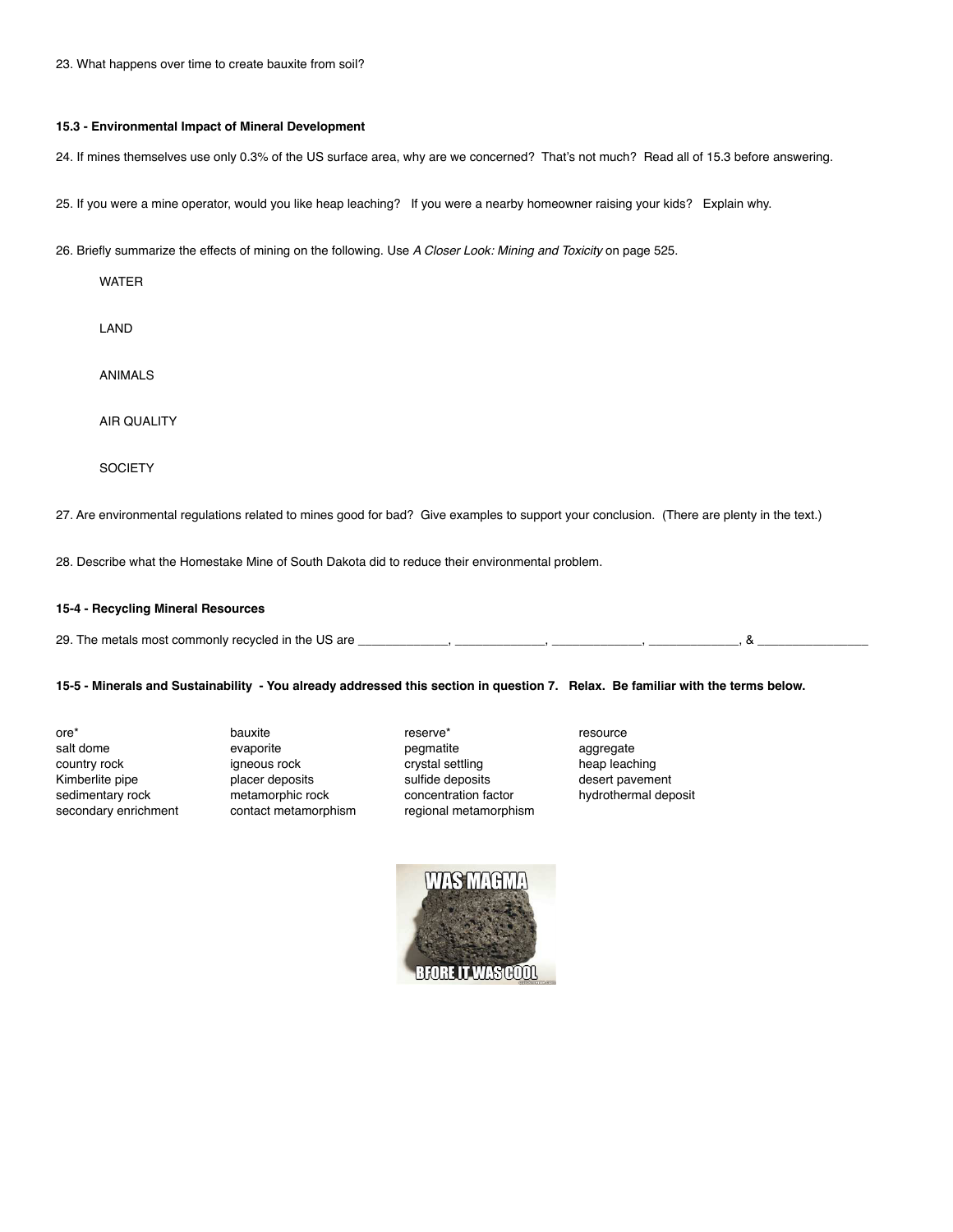23. What happens over time to create bauxite from soil?

**15.3 - Environmental Impact of Mineral Development**

24. If mines themselves use only 0.3% of the US surface area, why are we concerned? That's not much? Read all of 15.3 before answering.

25. If you were a mine operator, would you like heap leaching? If you were a nearby homeowner raising your kids? Explain why.

26. Briefly summarize the effects of mining on the following. Use *A Closer Look: Mining and Toxicity* on page 525.

WATER

LAND

ANIMALS

AIR QUALITY

SOCIETY

27. Are environmental regulations related to mines good for bad? Give examples to support your conclusion. (There are plenty in the text.)

28. Describe what the Homestake Mine of South Dakota did to reduce their environmental problem.

**15-4 - Recycling Mineral Resources**

29. The metals most commonly recycled in the US are _____________, _____________, _____________, _____________, & ________________

**15-5 - Minerals and Sustainability - You already addressed this section in question 7. Relax. Be familiar with the terms below.**

| | | | |
|---|---|---|---|
| ore* | bauxite | reserve* | resource |
| salt dome | evaporite | pegmatite | aggregate |
| country rock | igneous rock | crystal settling | heap leaching |
| Kimberlite pipe | placer deposits | sulfide deposits | desert pavement |
| sedimentary rock | metamorphic rock | concentration factor | hydrothermal deposit |
| secondary enrichment | contact metamorphism | regional metamorphism | |

WAS MAGMA

BFORE IT WAS COOL